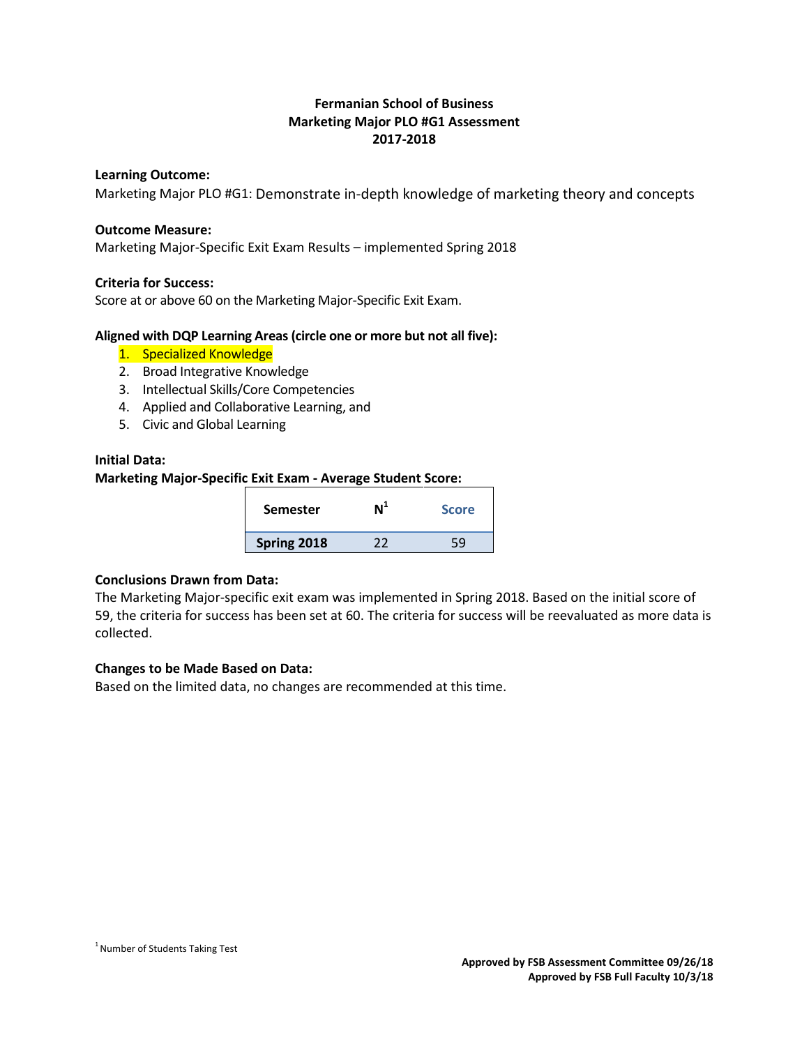# Fermanian School of Business
## Marketing Major PLO #G1 Assessment
## 2017-2018

**Learning Outcome:**

Marketing Major PLO #G1: Demonstrate in-depth knowledge of marketing theory and concepts

**Outcome Measure:**

Marketing Major-Specific Exit Exam Results – implemented Spring 2018

**Criteria for Success:**

Score at or above 60 on the Marketing Major-Specific Exit Exam.

**Aligned with DQP Learning Areas (circle one or more but not all five):**

1. Specialized Knowledge
2. Broad Integrative Knowledge
3. Intellectual Skills/Core Competencies
4. Applied and Collaborative Learning, and
5. Civic and Global Learning

**Initial Data:**

**Marketing Major-Specific Exit Exam - Average Student Score:**

| Semester | N[1] | Score |
|---|---|---|
| **Spring 2018** | 22 | 59 |

**Conclusions Drawn from Data:**

The Marketing Major-specific exit exam was implemented in Spring 2018. Based on the initial score of 59, the criteria for success has been set at 60. The criteria for success will be reevaluated as more data is collected.

**Changes to be Made Based on Data:**

Based on the limited data, no changes are recommended at this time.

[1] Number of Students Taking Test

**Approved by FSB Assessment Committee 09/26/18**
**Approved by FSB Full Faculty 10/3/18**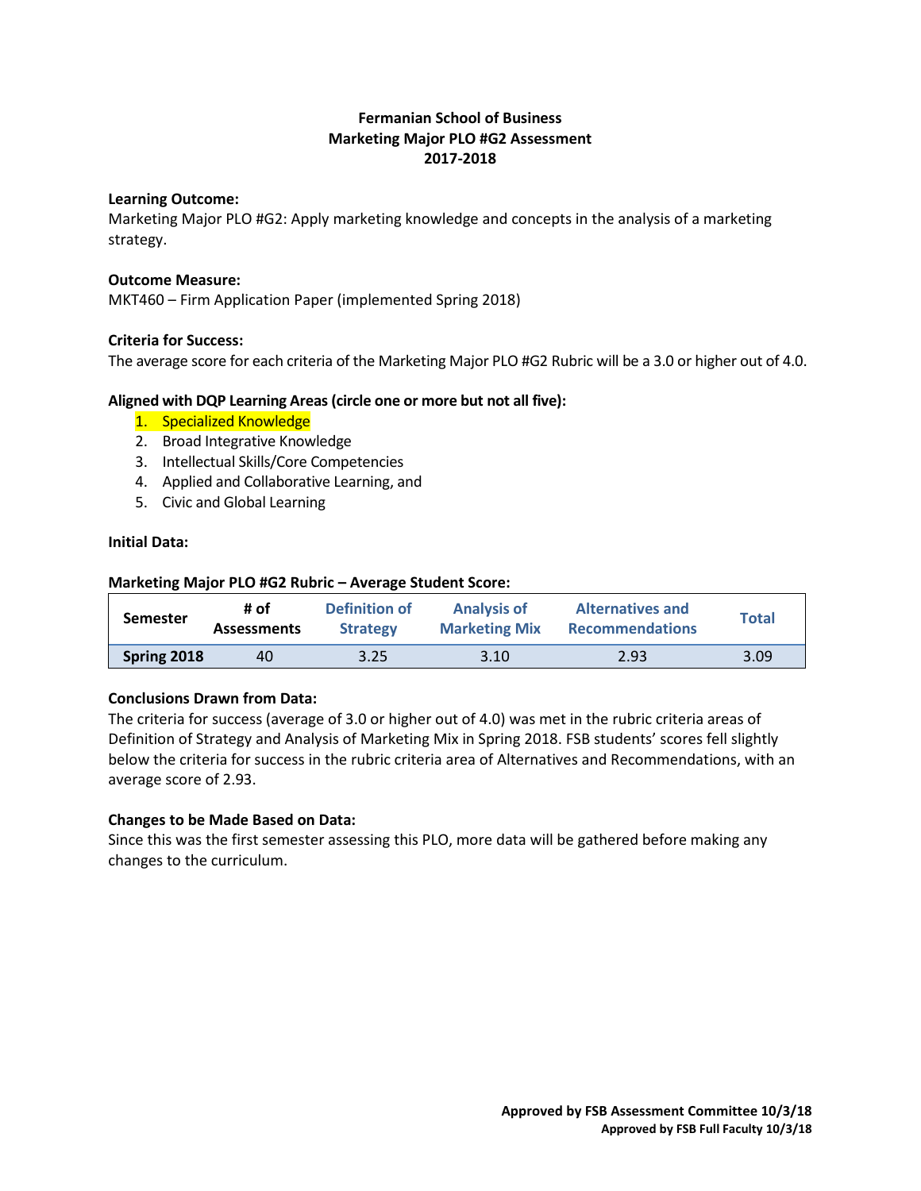**Fermanian School of Business**
**Marketing Major PLO #G2 Assessment**
**2017-2018**

**Learning Outcome:**
Marketing Major PLO #G2: Apply marketing knowledge and concepts in the analysis of a marketing strategy.

**Outcome Measure:**
MKT460 – Firm Application Paper (implemented Spring 2018)

**Criteria for Success:**
The average score for each criteria of the Marketing Major PLO #G2 Rubric will be a 3.0 or higher out of 4.0.

**Aligned with DQP Learning Areas (circle one or more but not all five):**

1. Specialized Knowledge
2. Broad Integrative Knowledge
3. Intellectual Skills/Core Competencies
4. Applied and Collaborative Learning, and
5. Civic and Global Learning

**Initial Data:**

**Marketing Major PLO #G2 Rubric – Average Student Score:**

| Semester | # of Assessments | Definition of Strategy | Analysis of Marketing Mix | Alternatives and Recommendations | Total |
|---|---|---|---|---|---|
| **Spring 2018** | 40 | 3.25 | 3.10 | 2.93 | 3.09 |

**Conclusions Drawn from Data:**
The criteria for success (average of 3.0 or higher out of 4.0) was met in the rubric criteria areas of Definition of Strategy and Analysis of Marketing Mix in Spring 2018. FSB students' scores fell slightly below the criteria for success in the rubric criteria area of Alternatives and Recommendations, with an average score of 2.93.

**Changes to be Made Based on Data:**
Since this was the first semester assessing this PLO, more data will be gathered before making any changes to the curriculum.

**Approved by FSB Assessment Committee 10/3/18**
**Approved by FSB Full Faculty 10/3/18**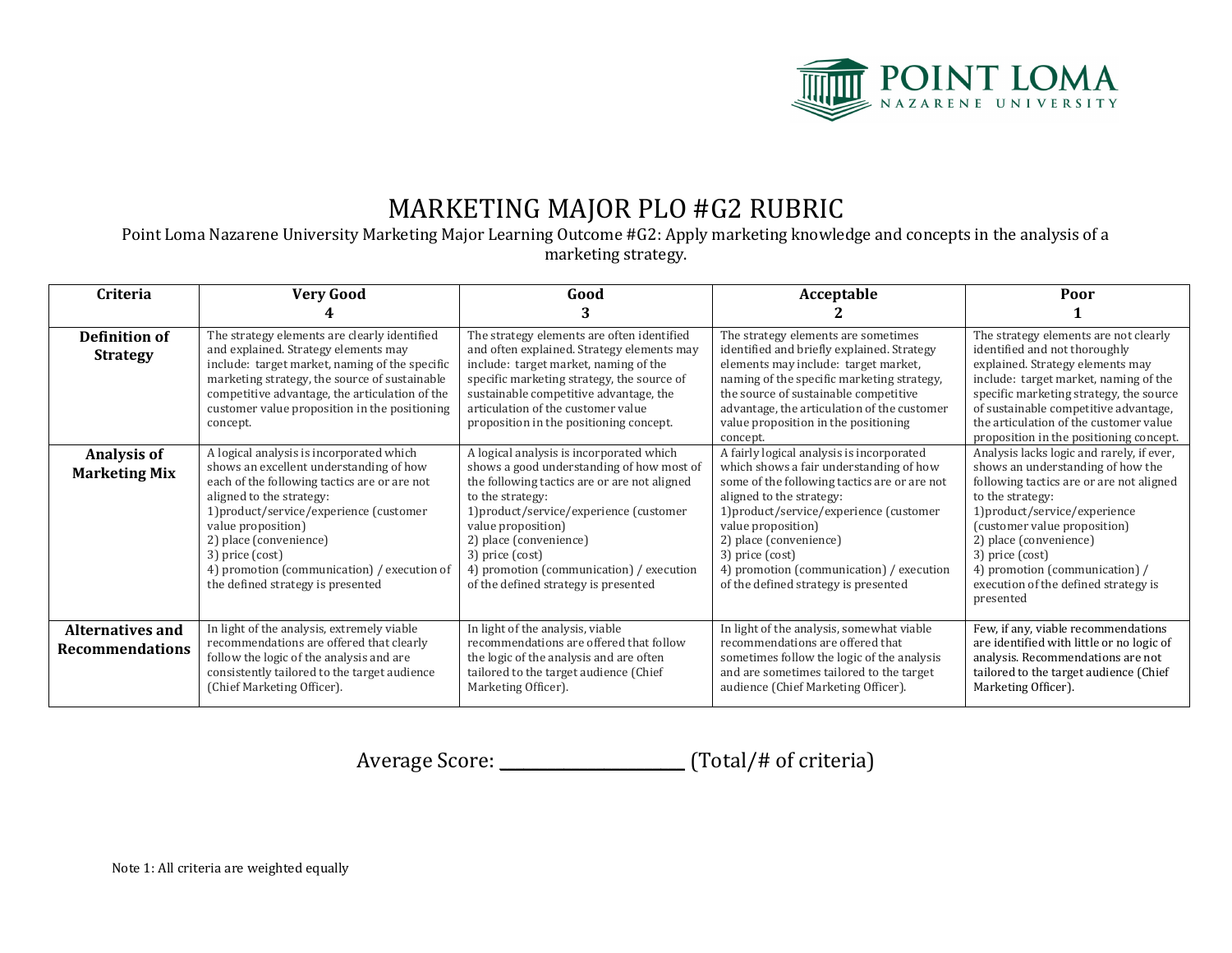# MARKETING MAJOR PLO #G2 RUBRIC

Point Loma Nazarene University Marketing Major Learning Outcome #G2: Apply marketing knowledge and concepts in the analysis of a marketing strategy.

| Criteria | Very Good 4 | Good 3 | Acceptable 2 | Poor 1 |
|---|---|---|---|---|
| **Definition of Strategy** | The strategy elements are clearly identified and explained. Strategy elements may include: target market, naming of the specific marketing strategy, the source of sustainable competitive advantage, the articulation of the customer value proposition in the positioning concept. | The strategy elements are often identified and often explained. Strategy elements may include: target market, naming of the specific marketing strategy, the source of sustainable competitive advantage, the articulation of the customer value proposition in the positioning concept. | The strategy elements are sometimes identified and briefly explained. Strategy elements may include: target market, naming of the specific marketing strategy, the source of sustainable competitive advantage, the articulation of the customer value proposition in the positioning concept. | The strategy elements are not clearly identified and not thoroughly explained. Strategy elements may include: target market, naming of the specific marketing strategy, the source of sustainable competitive advantage, the articulation of the customer value proposition in the positioning concept. |
| **Analysis of Marketing Mix** | A logical analysis is incorporated which shows an excellent understanding of how each of the following tactics are or are not aligned to the strategy: 1)product/service/experience (customer value proposition) 2) place (convenience) 3) price (cost) 4) promotion (communication) / execution of the defined strategy is presented | A logical analysis is incorporated which shows a good understanding of how most of the following tactics are or are not aligned to the strategy: 1)product/service/experience (customer value proposition) 2) place (convenience) 3) price (cost) 4) promotion (communication) / execution of the defined strategy is presented | A fairly logical analysis is incorporated which shows a fair understanding of how some of the following tactics are or are not aligned to the strategy: 1)product/service/experience (customer value proposition) 2) place (convenience) 3) price (cost) 4) promotion (communication) / execution of the defined strategy is presented | Analysis lacks logic and rarely, if ever, shows an understanding of how the following tactics are or are not aligned to the strategy: 1)product/service/experience (customer value proposition) 2) place (convenience) 3) price (cost) 4) promotion (communication) / execution of the defined strategy is presented |
| **Alternatives and Recommendations** | In light of the analysis, extremely viable recommendations are offered that clearly follow the logic of the analysis and are consistently tailored to the target audience (Chief Marketing Officer). | In light of the analysis, viable recommendations are offered that follow the logic of the analysis and are often tailored to the target audience (Chief Marketing Officer). | In light of the analysis, somewhat viable recommendations are offered that sometimes follow the logic of the analysis and are sometimes tailored to the target audience (Chief Marketing Officer). | Few, if any, viable recommendations are identified with little or no logic of analysis. Recommendations are not tailored to the target audience (Chief Marketing Officer). |

Average Score: ______________________ (Total/# of criteria)

Note 1: All criteria are weighted equally